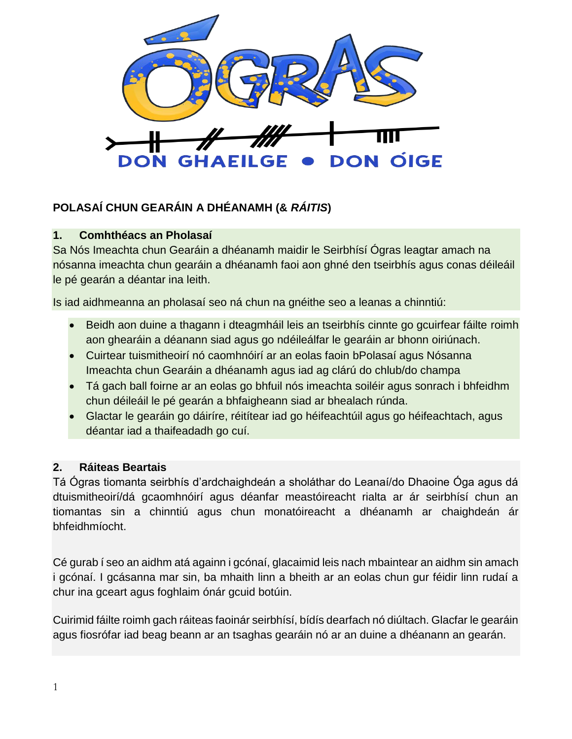ÓGRAS

DON GHAEILGE • DON ÓIGE

# POLASAÍ CHUN GEARÁIN A DHÉANAMH (& *RÁITIS*)

## 1. Comhthéacs an Pholasaí

Sa Nós Imeachta chun Gearáin a dhéanamh maidir le Seirbhísí Ógras leagtar amach na nósanna imeachta chun gearáin a dhéanamh faoi aon ghné den tseirbhís agus conas déileáil le pé gearán a déantar ina leith.

Is iad aidhmeanna an pholasaí seo ná chun na gnéithe seo a leanas a chinntiú:

- Beidh aon duine a thagann i dteagmháil leis an tseirbhís cinnte go gcuirfear fáilte roimh aon ghearáin a déanann siad agus go ndéileálfar le gearáin ar bhonn oiriúnach.
- Cuirtear tuismitheoirí nó caomhnóirí ar an eolas faoin bPolasaí agus Nósanna Imeachta chun Gearáin a dhéanamh agus iad ag clárú do chlub/do champa
- Tá gach ball foirne ar an eolas go bhfuil nós imeachta soiléir agus sonrach i bhfeidhm chun déileáil le pé gearán a bhfaigheann siad ar bhealach rúnda.
- Glactar le gearáin go dáiríre, réitítear iad go héifeachtúil agus go héifeachtach, agus déantar iad a thaifeadadh go cuí.

## 2. Ráiteas Beartais

Tá Ógras tiomanta seirbhís d'ardchaighdeán a sholáthar do Leanaí/do Dhaoine Óga agus dá dtuismitheoirí/dá gcaomhnóirí agus déanfar meastóireacht rialta ar ár seirbhísí chun an tiomantas sin a chinntiú agus chun monatóireacht a dhéanamh ar chaighdeán ár bhfeidhmíocht.

Cé gurab í seo an aidhm atá againn i gcónaí, glacaimid leis nach mbaintear an aidhm sin amach i gcónaí. I gcásanna mar sin, ba mhaith linn a bheith ar an eolas chun gur féidir linn rudaí a chur ina gceart agus foghlaim ónár gcuid botúin.

Cuirimid fáilte roimh gach ráiteas faoinár seirbhísí, bídís dearfach nó diúltach. Glacfar le gearáin agus fiosrófar iad beag beann ar an tsaghas gearáin nó ar an duine a dhéanann an gearán.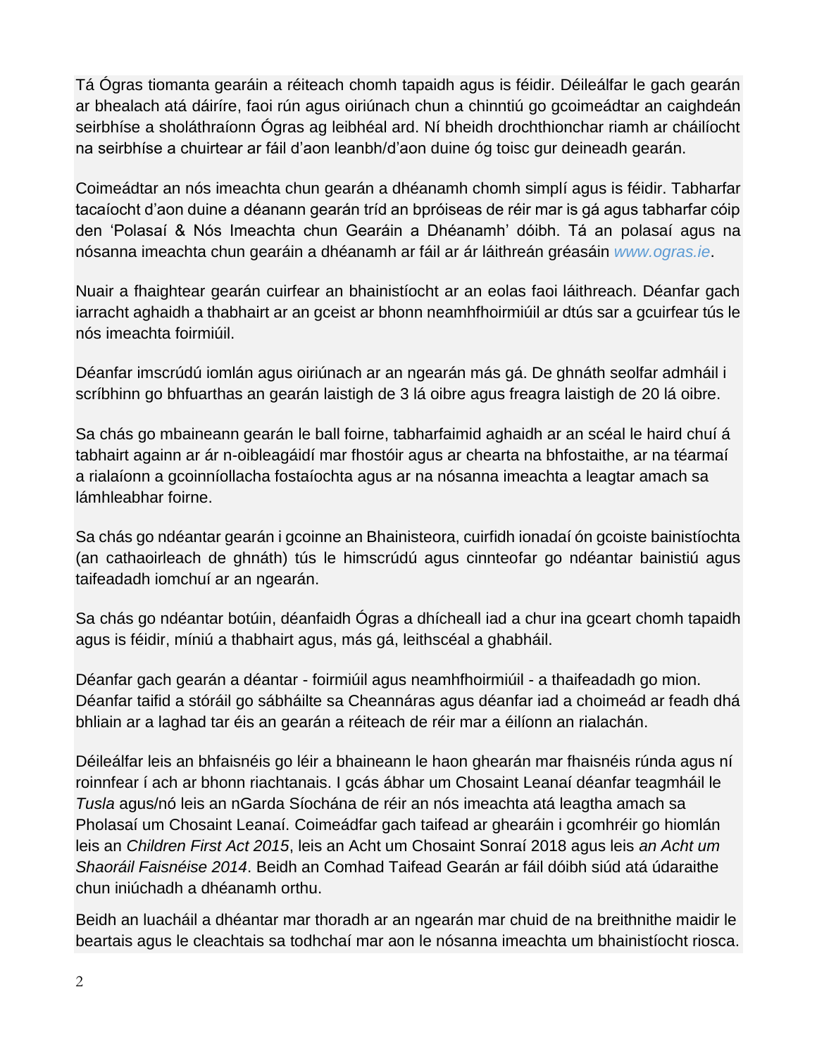Tá Ógras tiomanta gearáin a réiteach chomh tapaidh agus is féidir. Déileálfar le gach gearán ar bhealach atá dáiríre, faoi rún agus oiriúnach chun a chinntiú go gcoimeádtar an caighdeán seirbhíse a sholáthraíonn Ógras ag leibhéal ard. Ní bheidh drochthionchar riamh ar cháilíocht na seirbhíse a chuirtear ar fáil d'aon leanbh/d'aon duine óg toisc gur deineadh gearán.

Coimeádtar an nós imeachta chun gearán a dhéanamh chomh simplí agus is féidir. Tabharfar tacaíocht d'aon duine a déanann gearán tríd an bpróiseas de réir mar is gá agus tabharfar cóip den 'Polasaí & Nós Imeachta chun Gearáin a Dhéanamh' dóibh. Tá an polasaí agus na nósanna imeachta chun gearáin a dhéanamh ar fáil ar ár láithreán gréasáin *www.ogras.ie*.

Nuair a fhaightear gearán cuirfear an bhainistíocht ar an eolas faoi láithreach. Déanfar gach iarracht aghaidh a thabhairt ar an gceist ar bhonn neamhfhoirmiúil ar dtús sar a gcuirfear tús le nós imeachta foirmiúil.

Déanfar imscrúdú iomlán agus oiriúnach ar an ngearán más gá. De ghnáth seolfar admháil i scríbhinn go bhfuarthas an gearán laistigh de 3 lá oibre agus freagra laistigh de 20 lá oibre.

Sa chás go mbaineann gearán le ball foirne, tabharfaimid aghaidh ar an scéal le haird chuí á tabhairt againn ar ár n-oibleagáidí mar fhostóir agus ar chearta na bhfostaithe, ar na téarmaí a rialaíonn a gcoinníollacha fostaíochta agus ar na nósanna imeachta a leagtar amach sa lámhleabhar foirne.

Sa chás go ndéantar gearán i gcoinne an Bhainisteora, cuirfidh ionadaí ón gcoiste bainistíochta (an cathaoirleach de ghnáth) tús le himscrúdú agus cinnteofar go ndéantar bainistiú agus taifeadadh iomchuí ar an ngearán.

Sa chás go ndéantar botúin, déanfaidh Ógras a dhícheall iad a chur ina gceart chomh tapaidh agus is féidir, míniú a thabhairt agus, más gá, leithscéal a ghabháil.

Déanfar gach gearán a déantar - foirmiúil agus neamhfhoirmiúil - a thaifeadadh go mion. Déanfar taifid a stóráil go sábháilte sa Cheannáras agus déanfar iad a choimeád ar feadh dhá bhliain ar a laghad tar éis an gearán a réiteach de réir mar a éilíonn an rialachán.

Déileálfar leis an bhfaisnéis go léir a bhaineann le haon ghearán mar fhaisnéis rúnda agus ní roinnfear í ach ar bhonn riachtanais. I gcás ábhar um Chosaint Leanaí déanfar teagmháil le *Tusla* agus/nó leis an nGarda Síochána de réir an nós imeachta atá leagtha amach sa Pholasaí um Chosaint Leanaí. Coimeádfar gach taifead ar ghearáin i gcomhréir go hiomlán leis an *Children First Act 2015*, leis an Acht um Chosaint Sonraí 2018 agus leis *an Acht um Shaoráil Faisnéise 2014*. Beidh an Comhad Taifead Gearán ar fáil dóibh siúd atá údaraithe chun iniúchadh a dhéanamh orthu.

Beidh an luacháil a dhéantar mar thoradh ar an ngearán mar chuid de na breithnithe maidir le beartais agus le cleachtais sa todhchaí mar aon le nósanna imeachta um bhainistíocht riosca.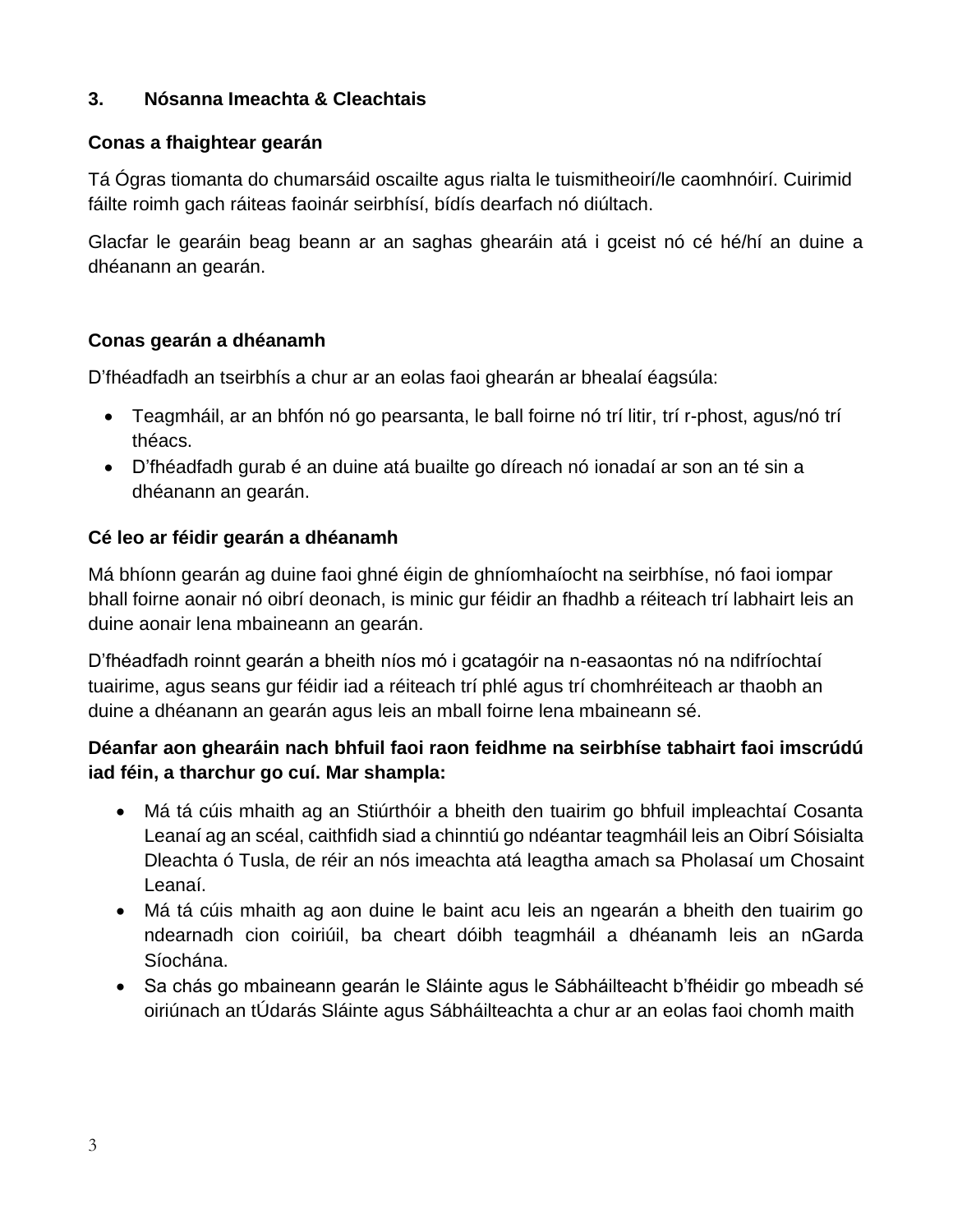## 3. Nósanna Imeachta & Cleachtais

### Conas a fhaightear gearán

Tá Ógras tiomanta do chumarsáid oscailte agus rialta le tuismitheoirí/le caomhnóirí. Cuirimid fáilte roimh gach ráiteas faoinár seirbhísí, bídís dearfach nó diúltach.

Glacfar le gearáin beag beann ar an saghas ghearáin atá i gceist nó cé hé/hí an duine a dhéanann an gearán.

### Conas gearán a dhéanamh

D'fhéadfadh an tseirbhís a chur ar an eolas faoi ghearán ar bhealaí éagsúla:

- Teagmháil, ar an bhfón nó go pearsanta, le ball foirne nó trí litir, trí r-phost, agus/nó trí théacs.
- D'fhéadfadh gurab é an duine atá buailte go díreach nó ionadaí ar son an té sin a dhéanann an gearán.

### Cé leo ar féidir gearán a dhéanamh

Má bhíonn gearán ag duine faoi ghné éigin de ghníomhaíocht na seirbhíse, nó faoi iompar bhall foirne aonair nó oibrí deonach, is minic gur féidir an fhadhb a réiteach trí labhairt leis an duine aonair lena mbaineann an gearán.

D'fhéadfadh roinnt gearán a bheith níos mó i gcatagóir na n-easaontas nó na ndifríochtaí tuairime, agus seans gur féidir iad a réiteach trí phlé agus trí chomhréiteach ar thaobh an duine a dhéanann an gearán agus leis an mball foirne lena mbaineann sé.

**Déanfar aon ghearáin nach bhfuil faoi raon feidhme na seirbhíse tabhairt faoi imscrúdú iad féin, a tharchur go cuí. Mar shampla:**

- Má tá cúis mhaith ag an Stiúrthóir a bheith den tuairim go bhfuil impleachtaí Cosanta Leanaí ag an scéal, caithfidh siad a chinntiú go ndéantar teagmháil leis an Oibrí Sóisialta Dleachta ó Tusla, de réir an nós imeachta atá leagtha amach sa Pholasaí um Chosaint Leanaí.
- Má tá cúis mhaith ag aon duine le baint acu leis an ngearán a bheith den tuairim go ndearnadh cion coiriúil, ba cheart dóibh teagmháil a dhéanamh leis an nGarda Síochána.
- Sa chás go mbaineann gearán le Sláinte agus le Sábháilteacht b'fhéidir go mbeadh sé oiriúnach an tÚdarás Sláinte agus Sábháilteachta a chur ar an eolas faoi chomh maith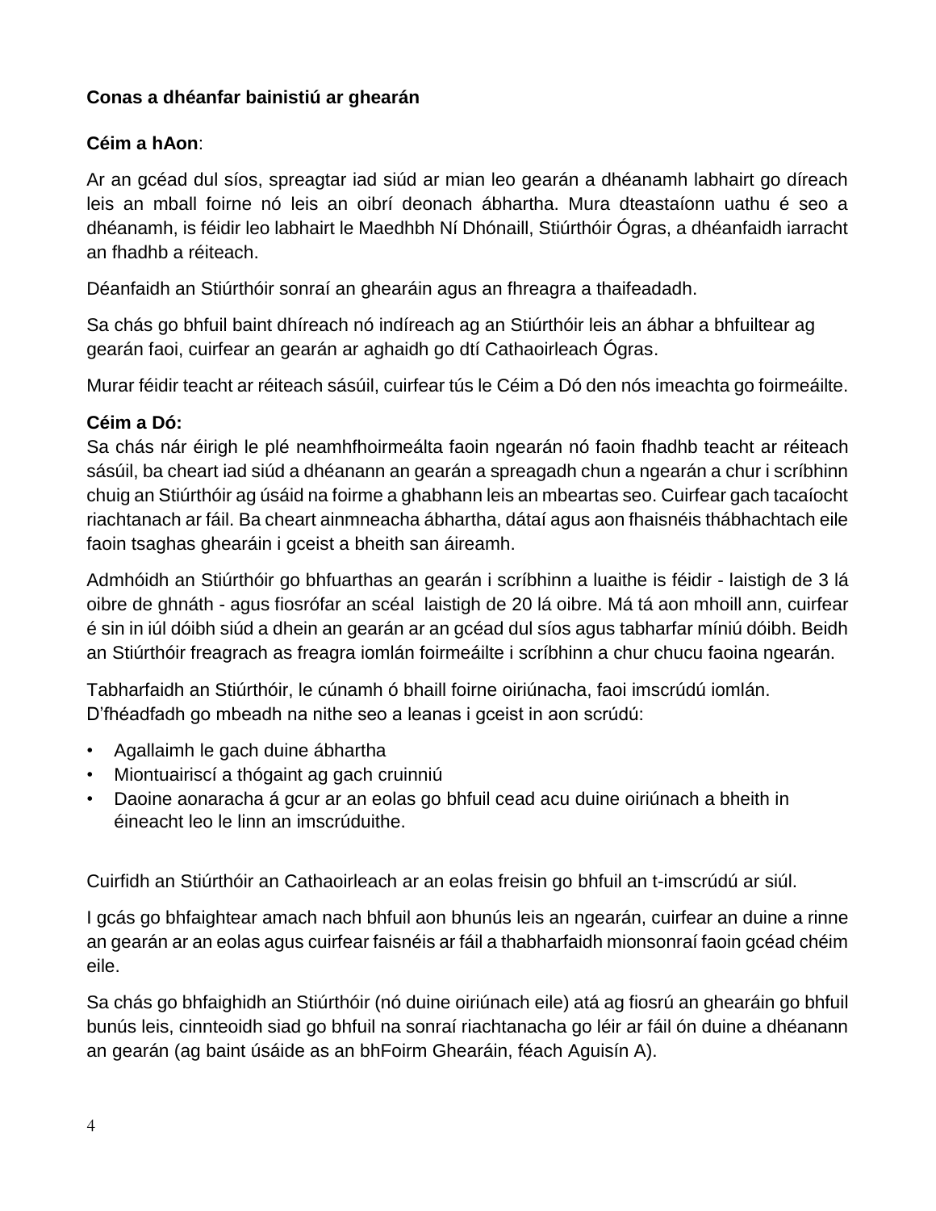**Conas a dhéanfar bainistiú ar ghearán**

**Céim a hAon**:

Ar an gcéad dul síos, spreagtar iad siúd ar mian leo gearán a dhéanamh labhairt go díreach leis an mball foirne nó leis an oibrí deonach ábhartha. Mura dteastaíonn uathu é seo a dhéanamh, is féidir leo labhairt le Maedhbh Ní Dhónaill, Stiúrthóir Ógras, a dhéanfaidh iarracht an fhadhb a réiteach.

Déanfaidh an Stiúrthóir sonraí an ghearáin agus an fhreagra a thaifeadadh.

Sa chás go bhfuil baint dhíreach nó indíreach ag an Stiúrthóir leis an ábhar a bhfuiltear ag gearán faoi, cuirfear an gearán ar aghaidh go dtí Cathaoirleach Ógras.

Murar féidir teacht ar réiteach sásúil, cuirfear tús le Céim a Dó den nós imeachta go foirmeáilte.

**Céim a Dó:**

Sa chás nár éirigh le plé neamhfhoirmeálta faoin ngearán nó faoin fhadhb teacht ar réiteach sásúil, ba cheart iad siúd a dhéanann an gearán a spreagadh chun a ngearán a chur i scríbhinn chuig an Stiúrthóir ag úsáid na foirme a ghabhann leis an mbeartas seo. Cuirfear gach tacaíocht riachtanach ar fáil. Ba cheart ainmneacha ábhartha, dátaí agus aon fhaisnéis thábhachtach eile faoin tsaghas ghearáin i gceist a bheith san áireamh.

Admhóidh an Stiúrthóir go bhfuarthas an gearán i scríbhinn a luaithe is féidir - laistigh de 3 lá oibre de ghnáth - agus fiosrófar an scéal laistigh de 20 lá oibre. Má tá aon mhoill ann, cuirfear é sin in iúl dóibh siúd a dhein an gearán ar an gcéad dul síos agus tabharfar míniú dóibh. Beidh an Stiúrthóir freagrach as freagra iomlán foirmeáilte i scríbhinn a chur chucu faoina ngearán.

Tabharfaidh an Stiúrthóir, le cúnamh ó bhaill foirne oiriúnacha, faoi imscrúdú iomlán. D'fhéadfadh go mbeadh na nithe seo a leanas i gceist in aon scrúdú:

- Agallaimh le gach duine ábhartha
- Miontuairiscí a thógaint ag gach cruinniú
- Daoine aonaracha á gcur ar an eolas go bhfuil cead acu duine oiriúnach a bheith in éineacht leo le linn an imscrúduithe.

Cuirfidh an Stiúrthóir an Cathaoirleach ar an eolas freisin go bhfuil an t-imscrúdú ar siúl.

I gcás go bhfaightear amach nach bhfuil aon bhunús leis an ngearán, cuirfear an duine a rinne an gearán ar an eolas agus cuirfear faisnéis ar fáil a thabharfaidh mionsonraí faoin gcéad chéim eile.

Sa chás go bhfaighidh an Stiúrthóir (nó duine oiriúnach eile) atá ag fiosrú an ghearáin go bhfuil bunús leis, cinnteoidh siad go bhfuil na sonraí riachtanacha go léir ar fáil ón duine a dhéanann an gearán (ag baint úsáide as an bhFoirm Ghearáin, féach Aguisín A).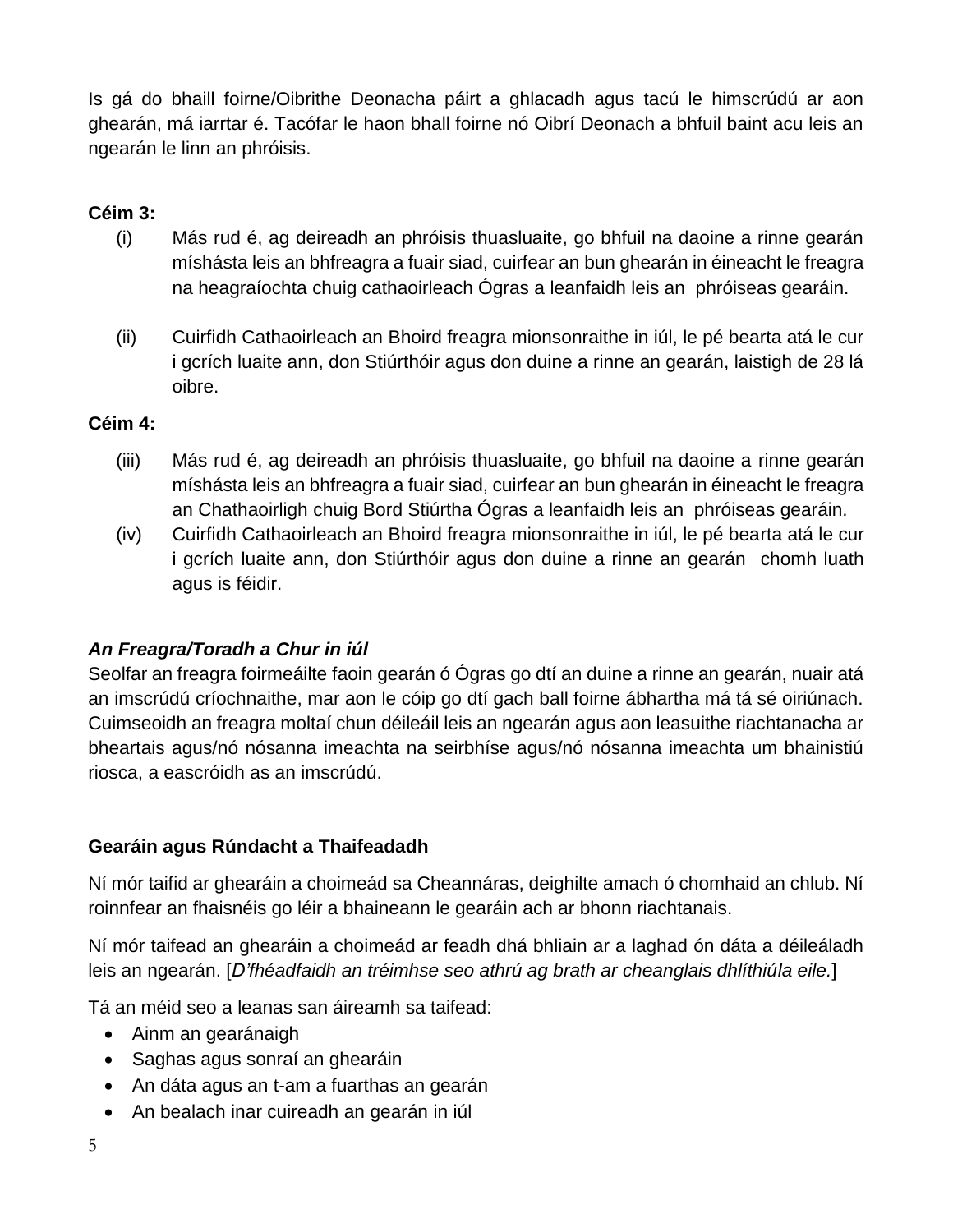Is gá do bhaill foirne/Oibrithe Deonacha páirt a ghlacadh agus tacú le himscrúdú ar aon ghearán, má iarrtar é. Tacófar le haon bhall foirne nó Oibrí Deonach a bhfuil baint acu leis an ngearán le linn an phróisis.

**Céim 3:**

(i) Más rud é, ag deireadh an phróisis thuasluaite, go bhfuil na daoine a rinne gearán míshásta leis an bhfreagra a fuair siad, cuirfear an bun ghearán in éineacht le freagra na heagraíochta chuig cathaoirleach Ógras a leanfaidh leis an phróiseas gearáin.

(ii) Cuirfidh Cathaoirleach an Bhoird freagra mionsonraithe in iúl, le pé bearta atá le cur i gcrích luaite ann, don Stiúrthóir agus don duine a rinne an gearán, laistigh de 28 lá oibre.

**Céim 4:**

(iii) Más rud é, ag deireadh an phróisis thuasluaite, go bhfuil na daoine a rinne gearán míshásta leis an bhfreagra a fuair siad, cuirfear an bun ghearán in éineacht le freagra an Chathaoirligh chuig Bord Stiúrtha Ógras a leanfaidh leis an phróiseas gearáin.

(iv) Cuirfidh Cathaoirleach an Bhoird freagra mionsonraithe in iúl, le pé bearta atá le cur i gcrích luaite ann, don Stiúrthóir agus don duine a rinne an gearán chomh luath agus is féidir.

***An Freagra/Toradh a Chur in iúl***

Seolfar an freagra foirmeáilte faoin gearán ó Ógras go dtí an duine a rinne an gearán, nuair atá an imscrúdú críochnaithe, mar aon le cóip go dtí gach ball foirne ábhartha má tá sé oiriúnach. Cuimseoidh an freagra moltaí chun déileáil leis an ngearán agus aon leasuithe riachtanacha ar bheartais agus/nó nósanna imeachta na seirbhíse agus/nó nósanna imeachta um bhainistiú riosca, a eascróidh as an imscrúdú.

**Gearáin agus Rúndacht a Thaifeadadh**

Ní mór taifid ar ghearáin a choimeád sa Cheannáras, deighilte amach ó chomhaid an chlub. Ní roinnfear an fhaisnéis go léir a bhaineann le gearáin ach ar bhonn riachtanais.

Ní mór taifead an ghearáin a choimeád ar feadh dhá bhliain ar a laghad ón dáta a déileáladh leis an ngearán. [*D'fhéadfaidh an tréimhse seo athrú ag brath ar cheanglais dhlíthiúla eile.*]

Tá an méid seo a leanas san áireamh sa taifead:

- Ainm an gearánaigh
- Saghas agus sonraí an ghearáin
- An dáta agus an t-am a fuarthas an gearán
- An bealach inar cuireadh an gearán in iúl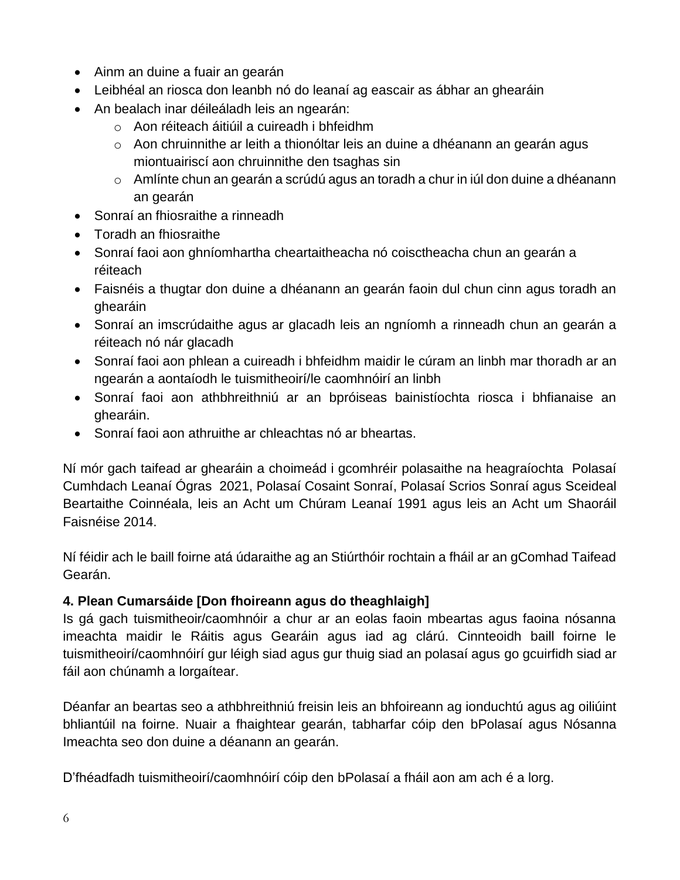- Ainm an duine a fuair an gearán
- Leibhéal an riosca don leanbh nó do leanaí ag eascair as ábhar an ghearáin
- An bealach inar déileáladh leis an ngearán:
    - Aon réiteach áitiúil a cuireadh i bhfeidhm
    - Aon chruinnithe ar leith a thionóltar leis an duine a dhéanann an gearán agus miontuairiscí aon chruinnithe den tsaghas sin
    - Amlínte chun an gearán a scrúdú agus an toradh a chur in iúl don duine a dhéanann an gearán
- Sonraí an fhiosraithe a rinneadh
- Toradh an fhiosraithe
- Sonraí faoi aon ghníomhartha cheartaitheacha nó coisctheacha chun an gearán a réiteach
- Faisnéis a thugtar don duine a dhéanann an gearán faoin dul chun cinn agus toradh an ghearáin
- Sonraí an imscrúdaithe agus ar glacadh leis an ngníomh a rinneadh chun an gearán a réiteach nó nár glacadh
- Sonraí faoi aon phlean a cuireadh i bhfeidhm maidir le cúram an linbh mar thoradh ar an ngearán a aontaíodh le tuismitheoirí/le caomhnóirí an linbh
- Sonraí faoi aon athbhreithniú ar an bpróiseas bainistíochta riosca i bhfianaise an ghearáin.
- Sonraí faoi aon athruithe ar chleachtas nó ar bheartas.

Ní mór gach taifead ar ghearáin a choimeád i gcomhréir polasaithe na heagraíochta Polasaí Cumhdach Leanaí Ógras 2021, Polasaí Cosaint Sonraí, Polasaí Scrios Sonraí agus Sceideal Beartaithe Coinnéala, leis an Acht um Chúram Leanaí 1991 agus leis an Acht um Shaoráil Faisnéise 2014.

Ní féidir ach le baill foirne atá údaraithe ag an Stiúrthóir rochtain a fháil ar an gComhad Taifead Gearán.

**4. Plean Cumarsáide [Don fhoireann agus do theaghlaigh]**

Is gá gach tuismitheoir/caomhnóir a chur ar an eolas faoin mbeartas agus faoina nósanna imeachta maidir le Ráitis agus Gearáin agus iad ag clárú. Cinnteoidh baill foirne le tuismitheoirí/caomhnóirí gur léigh siad agus gur thuig siad an polasaí agus go gcuirfidh siad ar fáil aon chúnamh a lorgaítear.

Déanfar an beartas seo a athbhreithniú freisin leis an bhfoireann ag ionduchtú agus ag oiliúint bhliantúil na foirne. Nuair a fhaightear gearán, tabharfar cóip den bPolasaí agus Nósanna Imeachta seo don duine a déanann an gearán.

D'fhéadfadh tuismitheoirí/caomhnóirí cóip den bPolasaí a fháil aon am ach é a lorg.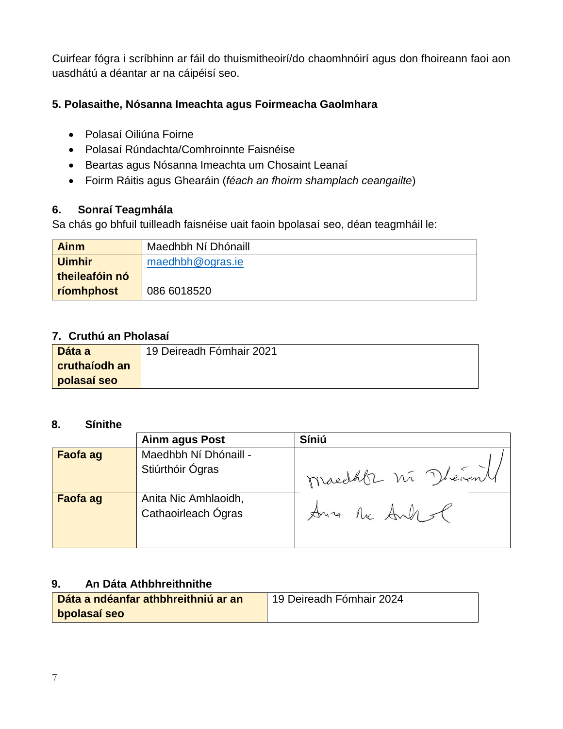Cuirfear fógra i scríbhinn ar fáil do thuismitheoirí/do chaomhnóirí agus don fhoireann faoi aon uasdhátú a déantar ar na cáipéisí seo.

### 5. Polasaithe, Nósanna Imeachta agus Foirmeacha Gaolmhara

- Polasaí Oiliúna Foirne
- Polasaí Rúndachta/Comhroinnte Faisnéise
- Beartas agus Nósanna Imeachta um Chosaint Leanaí
- Foirm Ráitis agus Ghearáin (*féach an fhoirm shamplach ceangailte*)

### 6. Sonraí Teagmhála

Sa chás go bhfuil tuilleadh faisnéise uait faoin bpolasaí seo, déan teagmháil le:

| | |
|---|---|
| **Ainm** | Maedhbh Ní Dhónaill |
| **Uimhir theileafóin nó ríomhphost** | maedhbh@ogras.ie<br>086 6018520 |

### 7. Cruthú an Pholasaí

| | |
|---|---|
| **Dáta a cruthaíodh an polasaí seo** | 19 Deireadh Fómhair 2021 |

### 8. Sínithe

| | Ainm agus Post | Síniú |
|---|---|---|
| **Faofa ag** | Maedhbh Ní Dhónaill - Stiúrthóir Ógras | Maedhbh Ní Dhónaill |
| **Faofa ag** | Anita Nic Amhlaoidh, Cathaoirleach Ógras | Anita Nic Amhlaoidh |

### 9. An Dáta Athbhreithnithe

| | |
|---|---|
| **Dáta a ndéanfar athbhreithniú ar an bpolasaí seo** | 19 Deireadh Fómhair 2024 |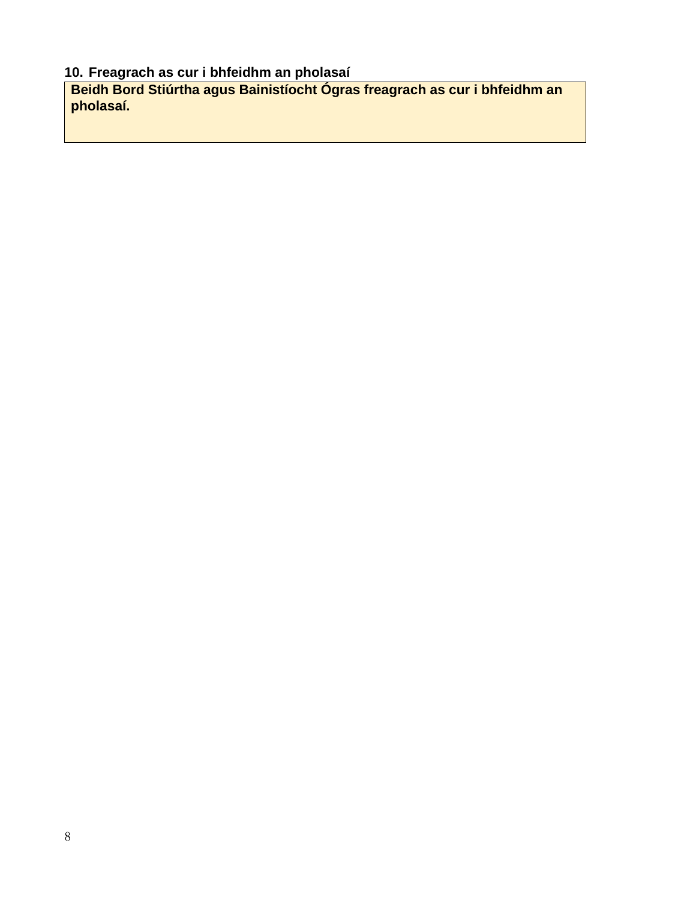**10. Freagrach as cur i bhfeidhm an pholasaí**

| |
|---|
| **Beidh Bord Stiúrtha agus Bainistíocht Ógras freagrach as cur i bhfeidhm an pholasaí.** |